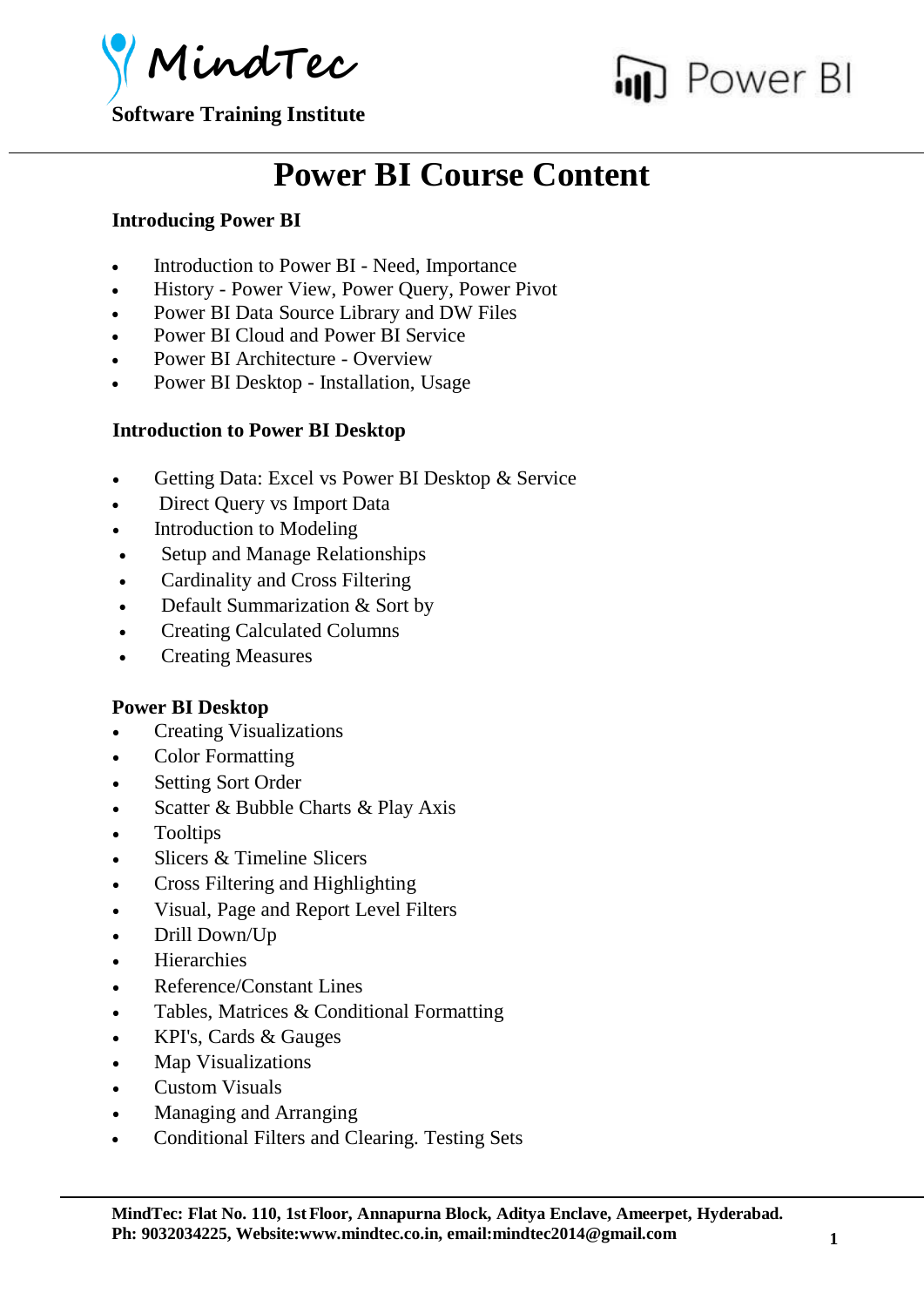MindTec
Software Training Institute

Power BI

# Power BI Course Content

### Introducing Power BI

- Introduction to Power BI - Need, Importance
- History - Power View, Power Query, Power Pivot
- Power BI Data Source Library and DW Files
- Power BI Cloud and Power BI Service
- Power BI Architecture - Overview
- Power BI Desktop - Installation, Usage

### Introduction to Power BI Desktop

- Getting Data: Excel vs Power BI Desktop & Service
- Direct Query vs Import Data
- Introduction to Modeling
- Setup and Manage Relationships
- Cardinality and Cross Filtering
- Default Summarization & Sort by
- Creating Calculated Columns
- Creating Measures

### Power BI Desktop

- Creating Visualizations
- Color Formatting
- Setting Sort Order
- Scatter & Bubble Charts & Play Axis
- Tooltips
- Slicers & Timeline Slicers
- Cross Filtering and Highlighting
- Visual, Page and Report Level Filters
- Drill Down/Up
- Hierarchies
- Reference/Constant Lines
- Tables, Matrices & Conditional Formatting
- KPI's, Cards & Gauges
- Map Visualizations
- Custom Visuals
- Managing and Arranging
- Conditional Filters and Clearing. Testing Sets

**MindTec: Flat No. 110, 1st Floor, Annapurna Block, Aditya Enclave, Ameerpet, Hyderabad.**
**Ph: 9032034225, Website:www.mindtec.co.in, email:mindtec2014@gmail.com**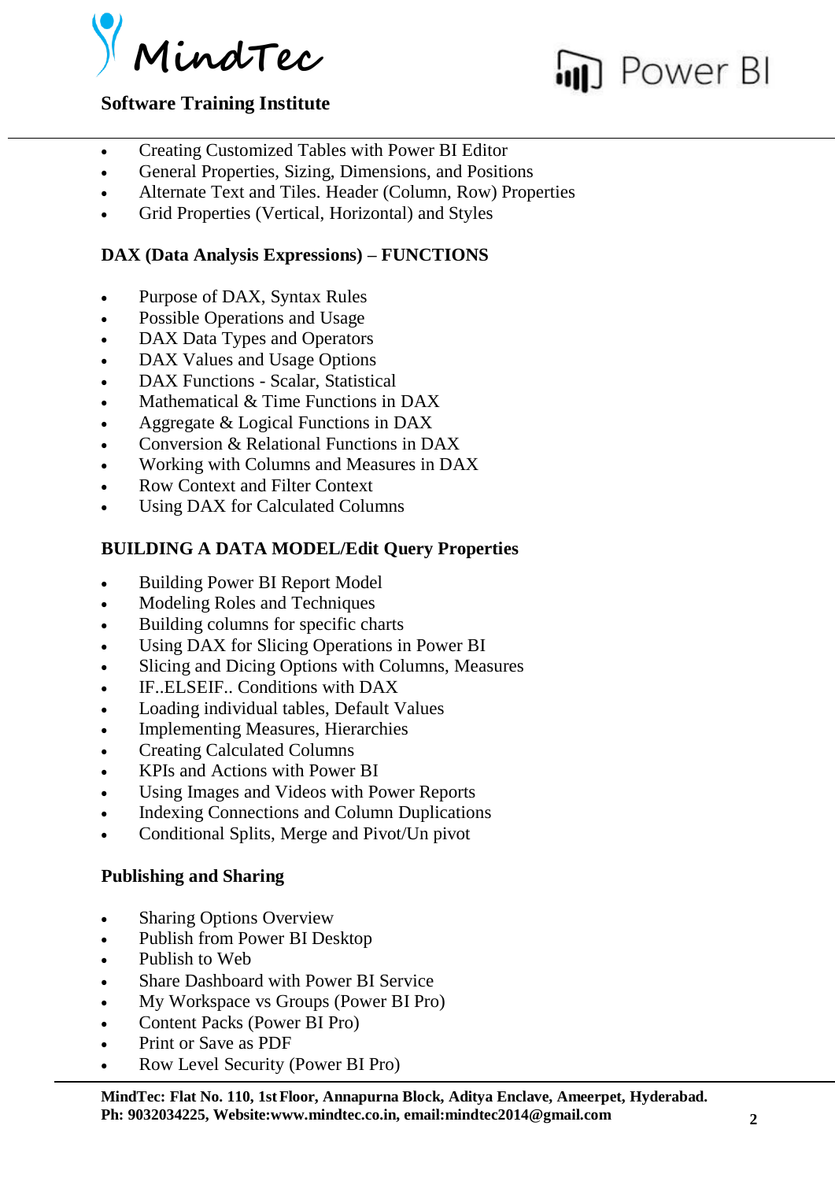- Creating Customized Tables with Power BI Editor
- General Properties, Sizing, Dimensions, and Positions
- Alternate Text and Tiles. Header (Column, Row) Properties
- Grid Properties (Vertical, Horizontal) and Styles

**DAX (Data Analysis Expressions) – FUNCTIONS**

- Purpose of DAX, Syntax Rules
- Possible Operations and Usage
- DAX Data Types and Operators
- DAX Values and Usage Options
- DAX Functions - Scalar, Statistical
- Mathematical & Time Functions in DAX
- Aggregate & Logical Functions in DAX
- Conversion & Relational Functions in DAX
- Working with Columns and Measures in DAX
- Row Context and Filter Context
- Using DAX for Calculated Columns

**BUILDING A DATA MODEL/Edit Query Properties**

- Building Power BI Report Model
- Modeling Roles and Techniques
- Building columns for specific charts
- Using DAX for Slicing Operations in Power BI
- Slicing and Dicing Options with Columns, Measures
- IF..ELSEIF.. Conditions with DAX
- Loading individual tables, Default Values
- Implementing Measures, Hierarchies
- Creating Calculated Columns
- KPIs and Actions with Power BI
- Using Images and Videos with Power Reports
- Indexing Connections and Column Duplications
- Conditional Splits, Merge and Pivot/Un pivot

**Publishing and Sharing**

- Sharing Options Overview
- Publish from Power BI Desktop
- Publish to Web
- Share Dashboard with Power BI Service
- My Workspace vs Groups (Power BI Pro)
- Content Packs (Power BI Pro)
- Print or Save as PDF
- Row Level Security (Power BI Pro)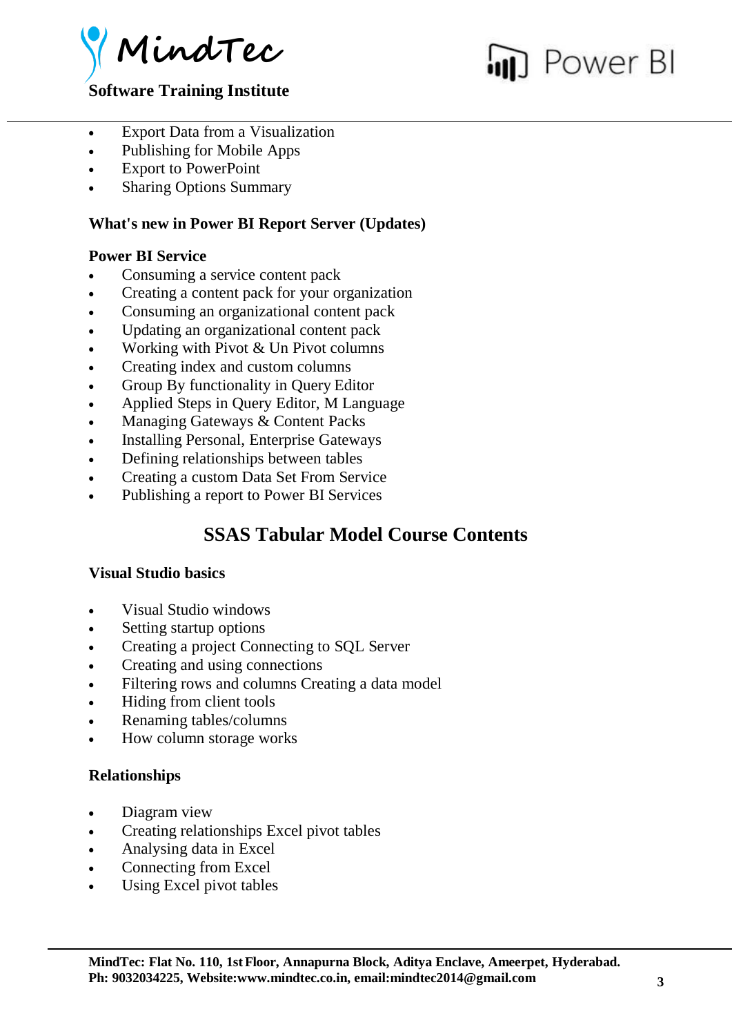- Export Data from a Visualization
- Publishing for Mobile Apps
- Export to PowerPoint
- Sharing Options Summary

**What's new in Power BI Report Server (Updates)**

**Power BI Service**

- Consuming a service content pack
- Creating a content pack for your organization
- Consuming an organizational content pack
- Updating an organizational content pack
- Working with Pivot & Un Pivot columns
- Creating index and custom columns
- Group By functionality in Query Editor
- Applied Steps in Query Editor, M Language
- Managing Gateways & Content Packs
- Installing Personal, Enterprise Gateways
- Defining relationships between tables
- Creating a custom Data Set From Service
- Publishing a report to Power BI Services

## SSAS Tabular Model Course Contents

**Visual Studio basics**

- Visual Studio windows
- Setting startup options
- Creating a project Connecting to SQL Server
- Creating and using connections
- Filtering rows and columns Creating a data model
- Hiding from client tools
- Renaming tables/columns
- How column storage works

**Relationships**

- Diagram view
- Creating relationships Excel pivot tables
- Analysing data in Excel
- Connecting from Excel
- Using Excel pivot tables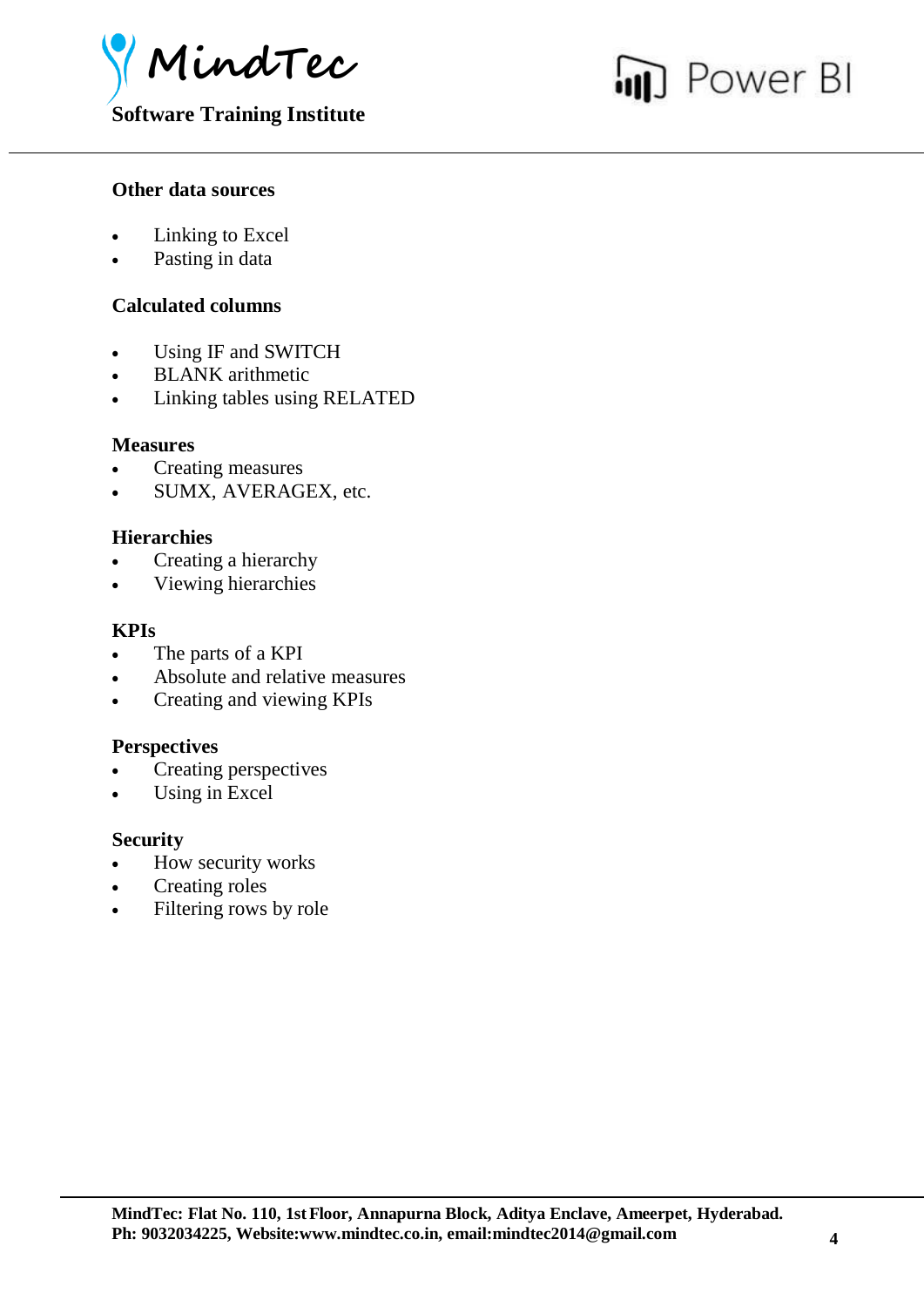**Other data sources**

- Linking to Excel
- Pasting in data

**Calculated columns**

- Using IF and SWITCH
- BLANK arithmetic
- Linking tables using RELATED

**Measures**

- Creating measures
- SUMX, AVERAGEX, etc.

**Hierarchies**

- Creating a hierarchy
- Viewing hierarchies

**KPIs**

- The parts of a KPI
- Absolute and relative measures
- Creating and viewing KPIs

**Perspectives**

- Creating perspectives
- Using in Excel

**Security**

- How security works
- Creating roles
- Filtering rows by role